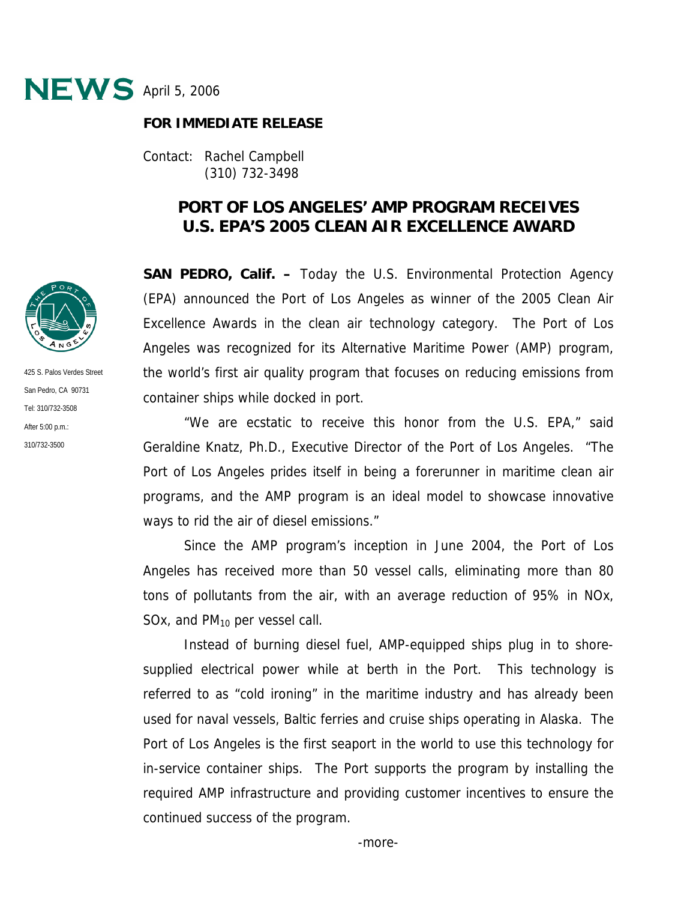NEWS April 5, 2006

**FOR IMMEDIATE RELEASE**

Contact: Rachel Campbell
(310) 732-3498

425 S. Palos Verdes Street
San Pedro, CA 90731
Tel: 310/732-3508
After 5:00 p.m.:
310/732-3500

# PORT OF LOS ANGELES' AMP PROGRAM RECEIVES U.S. EPA'S 2005 CLEAN AIR EXCELLENCE AWARD

**SAN PEDRO, Calif. –** Today the U.S. Environmental Protection Agency (EPA) announced the Port of Los Angeles as winner of the 2005 Clean Air Excellence Awards in the clean air technology category. The Port of Los Angeles was recognized for its Alternative Maritime Power (AMP) program, the world's first air quality program that focuses on reducing emissions from container ships while docked in port.

"We are ecstatic to receive this honor from the U.S. EPA," said Geraldine Knatz, Ph.D., Executive Director of the Port of Los Angeles. "The Port of Los Angeles prides itself in being a forerunner in maritime clean air programs, and the AMP program is an ideal model to showcase innovative ways to rid the air of diesel emissions."

Since the AMP program's inception in June 2004, the Port of Los Angeles has received more than 50 vessel calls, eliminating more than 80 tons of pollutants from the air, with an average reduction of 95% in NOx, SOx, and $PM_{10}$ per vessel call.

Instead of burning diesel fuel, AMP-equipped ships plug in to shore-supplied electrical power while at berth in the Port. This technology is referred to as "cold ironing" in the maritime industry and has already been used for naval vessels, Baltic ferries and cruise ships operating in Alaska. The Port of Los Angeles is the first seaport in the world to use this technology for in-service container ships. The Port supports the program by installing the required AMP infrastructure and providing customer incentives to ensure the continued success of the program.

-more-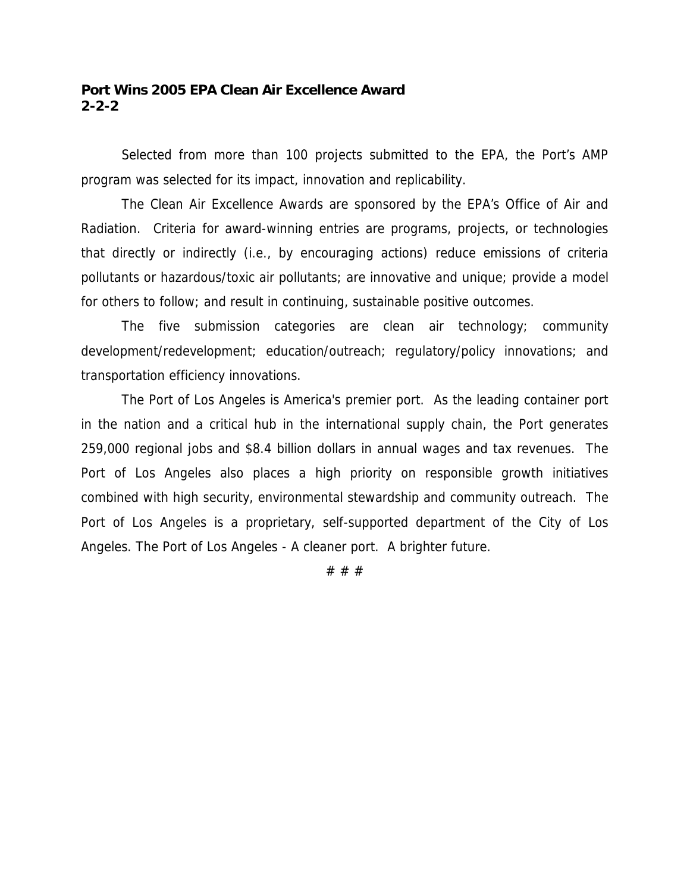**Port Wins 2005 EPA Clean Air Excellence Award**
**2-2-2**

Selected from more than 100 projects submitted to the EPA, the Port's AMP program was selected for its impact, innovation and replicability.

The Clean Air Excellence Awards are sponsored by the EPA's Office of Air and Radiation. Criteria for award-winning entries are programs, projects, or technologies that directly or indirectly (i.e., by encouraging actions) reduce emissions of criteria pollutants or hazardous/toxic air pollutants; are innovative and unique; provide a model for others to follow; and result in continuing, sustainable positive outcomes.

The five submission categories are clean air technology; community development/redevelopment; education/outreach; regulatory/policy innovations; and transportation efficiency innovations.

The Port of Los Angeles is America's premier port. As the leading container port in the nation and a critical hub in the international supply chain, the Port generates 259,000 regional jobs and $8.4 billion dollars in annual wages and tax revenues. The Port of Los Angeles also places a high priority on responsible growth initiatives combined with high security, environmental stewardship and community outreach. The Port of Los Angeles is a proprietary, self-supported department of the City of Los Angeles. The Port of Los Angeles - A cleaner port. A brighter future.

# # #